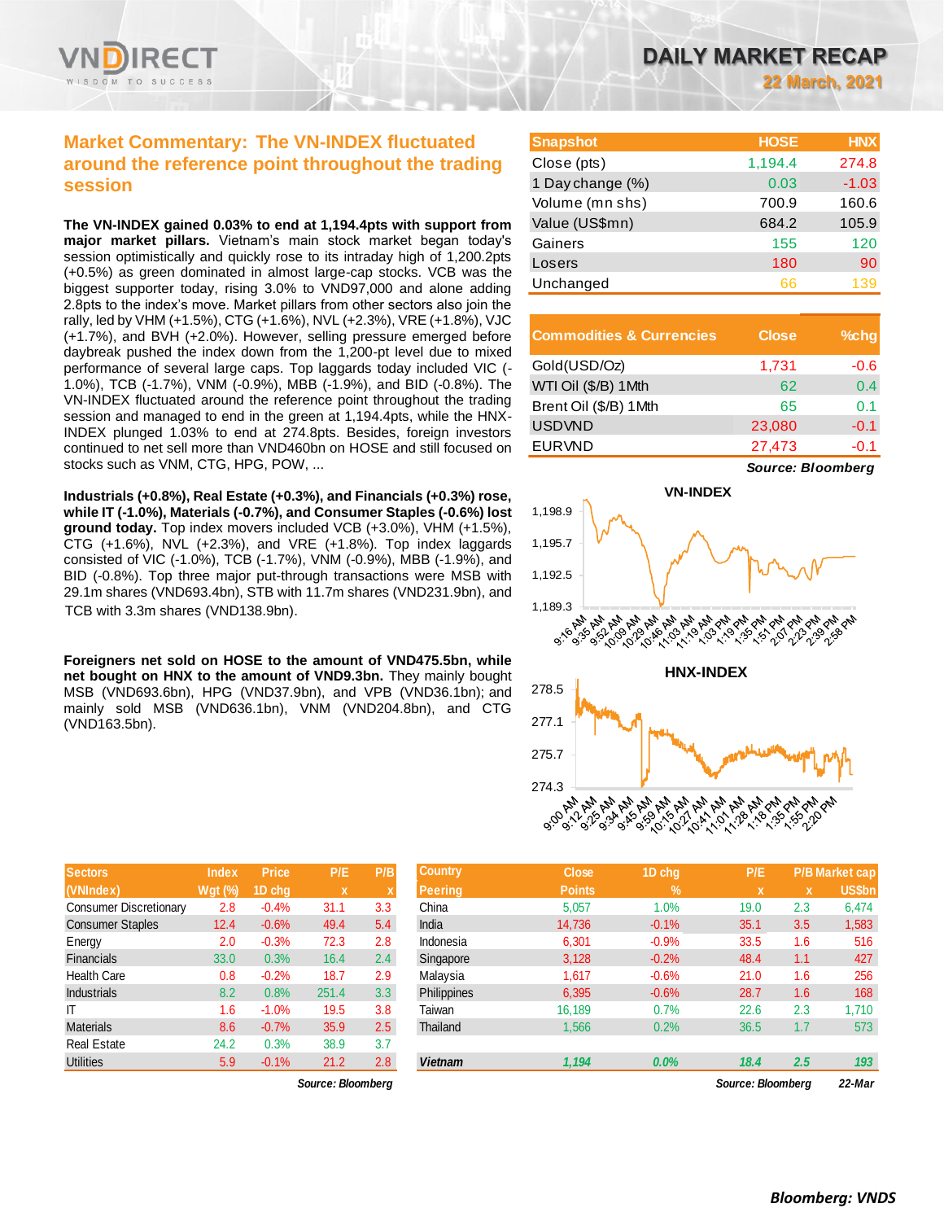# DAILY MARKET RECAP

**22 March, 2021**

## Market Commentary: The VN-INDEX fluctuated around the reference point throughout the trading session

**The VN-INDEX gained 0.03% to end at 1,194.4pts with support from major market pillars.** Vietnam's main stock market began today's session optimistically and quickly rose to its intraday high of 1,200.2pts (+0.5%) as green dominated in almost large-cap stocks. VCB was the biggest supporter today, rising 3.0% to VND97,000 and alone adding 2.8pts to the index's move. Market pillars from other sectors also join the rally, led by VHM (+1.5%), CTG (+1.6%), NVL (+2.3%), VRE (+1.8%), VJC (+1.7%), and BVH (+2.0%). However, selling pressure emerged before daybreak pushed the index down from the 1,200-pt level due to mixed performance of several large caps. Top laggards today included VIC (-1.0%), TCB (-1.7%), VNM (-0.9%), MBB (-1.9%), and BID (-0.8%). The VN-INDEX fluctuated around the reference point throughout the trading session and managed to end in the green at 1,194.4pts, while the HNX-INDEX plunged 1.03% to end at 274.8pts. Besides, foreign investors continued to net sell more than VND460bn on HOSE and still focused on stocks such as VNM, CTG, HPG, POW, ...

**Industrials (+0.8%), Real Estate (+0.3%), and Financials (+0.3%) rose, while IT (-1.0%), Materials (-0.7%), and Consumer Staples (-0.6%) lost ground today.** Top index movers included VCB (+3.0%), VHM (+1.5%), CTG (+1.6%), NVL (+2.3%), and VRE (+1.8%). Top index laggards consisted of VIC (-1.0%), TCB (-1.7%), VNM (-0.9%), MBB (-1.9%), and BID (-0.8%). Top three major put-through transactions were MSB with 29.1m shares (VND693.4bn), STB with 11.7m shares (VND231.9bn), and TCB with 3.3m shares (VND138.9bn).

**Foreigners net sold on HOSE to the amount of VND475.5bn, while net bought on HNX to the amount of VND9.3bn.** They mainly bought MSB (VND693.6bn), HPG (VND37.9bn), and VPB (VND36.1bn); and mainly sold MSB (VND636.1bn), VNM (VND204.8bn), and CTG (VND163.5bn).

| Snapshot | HOSE | HNX |
|---|---|---|
| Close (pts) | 1,194.4 | 274.8 |
| 1 Day change (%) | 0.03 | -1.03 |
| Volume (mn shs) | 700.9 | 160.6 |
| Value (US$mn) | 684.2 | 105.9 |
| Gainers | 155 | 120 |
| Losers | 180 | 90 |
| Unchanged | 66 | 139 |

| Commodities & Currencies | Close | %chg |
|---|---|---|
| Gold(USD/Oz) | 1,731 | -0.6 |
| WTI Oil ($/B) 1Mth | 62 | 0.4 |
| Brent Oil ($/B) 1Mth | 65 | 0.1 |
| USDVND | 23,080 | -0.1 |
| EURVND | 27,473 | -0.1 |

*Source: Bloomberg*

VN-INDEX

HNX-INDEX

| Sectors (VNIndex) | Index Wgt (%) | Price 1D chg | P/E x | P/B x |
|---|---|---|---|---|
| Consumer Discretionary | 2.8 | -0.4% | 31.1 | 3.3 |
| Consumer Staples | 12.4 | -0.6% | 49.4 | 5.4 |
| Energy | 2.0 | -0.3% | 72.3 | 2.8 |
| Financials | 33.0 | 0.3% | 16.4 | 2.4 |
| Health Care | 0.8 | -0.2% | 18.7 | 2.9 |
| Industrials | 8.2 | 0.8% | 251.4 | 3.3 |
| IT | 1.6 | -1.0% | 19.5 | 3.8 |
| Materials | 8.6 | -0.7% | 35.9 | 2.5 |
| Real Estate | 24.2 | 0.3% | 38.9 | 3.7 |
| Utilities | 5.9 | -0.1% | 21.2 | 2.8 |

*Source: Bloomberg*

| Country Peering | Close Points | 1D chg % | P/E x | P/B x | Market cap US$bn |
|---|---|---|---|---|---|
| China | 5,057 | 1.0% | 19.0 | 2.3 | 6,474 |
| India | 14,736 | -0.1% | 35.1 | 3.5 | 1,583 |
| Indonesia | 6,301 | -0.9% | 33.5 | 1.6 | 516 |
| Singapore | 3,128 | -0.2% | 48.4 | 1.1 | 427 |
| Malaysia | 1,617 | -0.6% | 21.0 | 1.6 | 256 |
| Philippines | 6,395 | -0.6% | 28.7 | 1.6 | 168 |
| Taiwan | 16,189 | 0.7% | 22.6 | 2.3 | 1,710 |
| Thailand | 1,566 | 0.2% | 36.5 | 1.7 | 573 |
| ***Vietnam*** | ***1,194*** | ***0.0%*** | ***18.4*** | ***2.5*** | ***193*** |

*Source: Bloomberg* *22-Mar*

*Bloomberg: VNDS*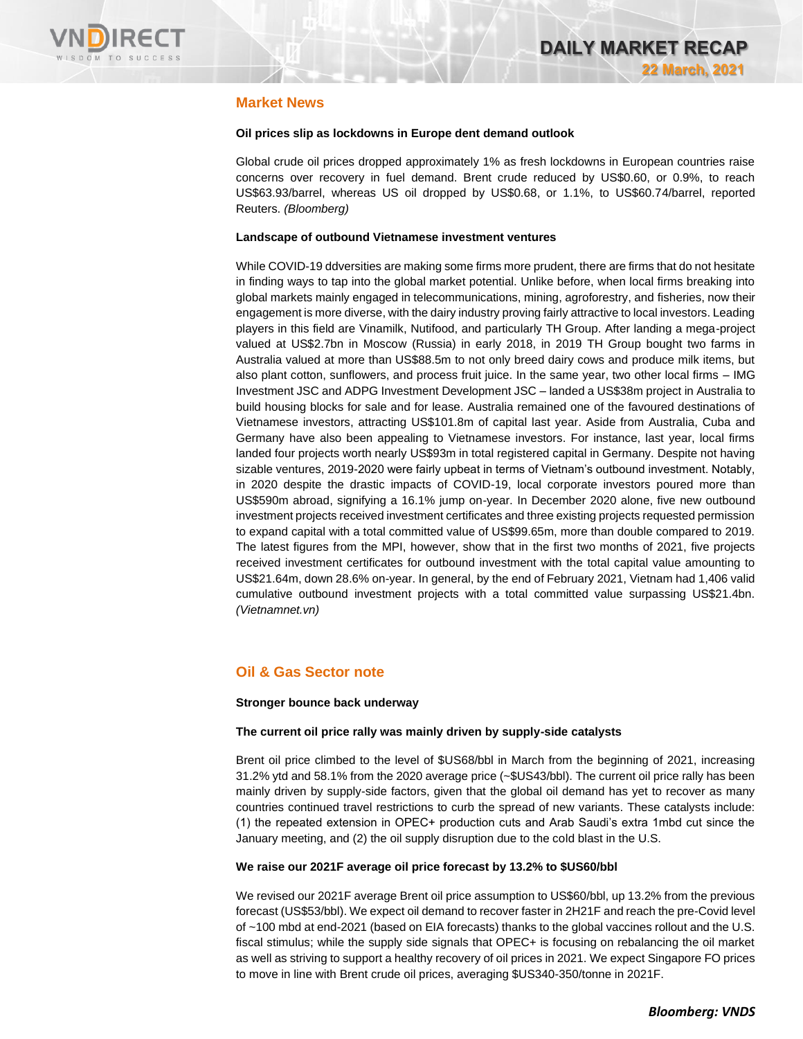## Market News

**Oil prices slip as lockdowns in Europe dent demand outlook**

Global crude oil prices dropped approximately 1% as fresh lockdowns in European countries raise concerns over recovery in fuel demand. Brent crude reduced by US$0.60, or 0.9%, to reach US$63.93/barrel, whereas US oil dropped by US$0.68, or 1.1%, to US$60.74/barrel, reported Reuters. *(Bloomberg)*

**Landscape of outbound Vietnamese investment ventures**

While COVID-19 ddversities are making some firms more prudent, there are firms that do not hesitate in finding ways to tap into the global market potential. Unlike before, when local firms breaking into global markets mainly engaged in telecommunications, mining, agroforestry, and fisheries, now their engagement is more diverse, with the dairy industry proving fairly attractive to local investors. Leading players in this field are Vinamilk, Nutifood, and particularly TH Group. After landing a mega-project valued at US$2.7bn in Moscow (Russia) in early 2018, in 2019 TH Group bought two farms in Australia valued at more than US$88.5m to not only breed dairy cows and produce milk items, but also plant cotton, sunflowers, and process fruit juice. In the same year, two other local firms – IMG Investment JSC and ADPG Investment Development JSC – landed a US$38m project in Australia to build housing blocks for sale and for lease. Australia remained one of the favoured destinations of Vietnamese investors, attracting US$101.8m of capital last year. Aside from Australia, Cuba and Germany have also been appealing to Vietnamese investors. For instance, last year, local firms landed four projects worth nearly US$93m in total registered capital in Germany. Despite not having sizable ventures, 2019-2020 were fairly upbeat in terms of Vietnam's outbound investment. Notably, in 2020 despite the drastic impacts of COVID-19, local corporate investors poured more than US$590m abroad, signifying a 16.1% jump on-year. In December 2020 alone, five new outbound investment projects received investment certificates and three existing projects requested permission to expand capital with a total committed value of US$99.65m, more than double compared to 2019. The latest figures from the MPI, however, show that in the first two months of 2021, five projects received investment certificates for outbound investment with the total capital value amounting to US$21.64m, down 28.6% on-year. In general, by the end of February 2021, Vietnam had 1,406 valid cumulative outbound investment projects with a total committed value surpassing US$21.4bn. *(Vietnamnet.vn)*

## Oil & Gas Sector note

**Stronger bounce back underway**

**The current oil price rally was mainly driven by supply-side catalysts**

Brent oil price climbed to the level of $US68/bbl in March from the beginning of 2021, increasing 31.2% ytd and 58.1% from the 2020 average price (~$US43/bbl). The current oil price rally has been mainly driven by supply-side factors, given that the global oil demand has yet to recover as many countries continued travel restrictions to curb the spread of new variants. These catalysts include: (1) the repeated extension in OPEC+ production cuts and Arab Saudi's extra 1mbd cut since the January meeting, and (2) the oil supply disruption due to the cold blast in the U.S.

**We raise our 2021F average oil price forecast by 13.2% to $US60/bbl**

We revised our 2021F average Brent oil price assumption to US$60/bbl, up 13.2% from the previous forecast (US$53/bbl). We expect oil demand to recover faster in 2H21F and reach the pre-Covid level of ~100 mbd at end-2021 (based on EIA forecasts) thanks to the global vaccines rollout and the U.S. fiscal stimulus; while the supply side signals that OPEC+ is focusing on rebalancing the oil market as well as striving to support a healthy recovery of oil prices in 2021. We expect Singapore FO prices to move in line with Brent crude oil prices, averaging $US340-350/tonne in 2021F.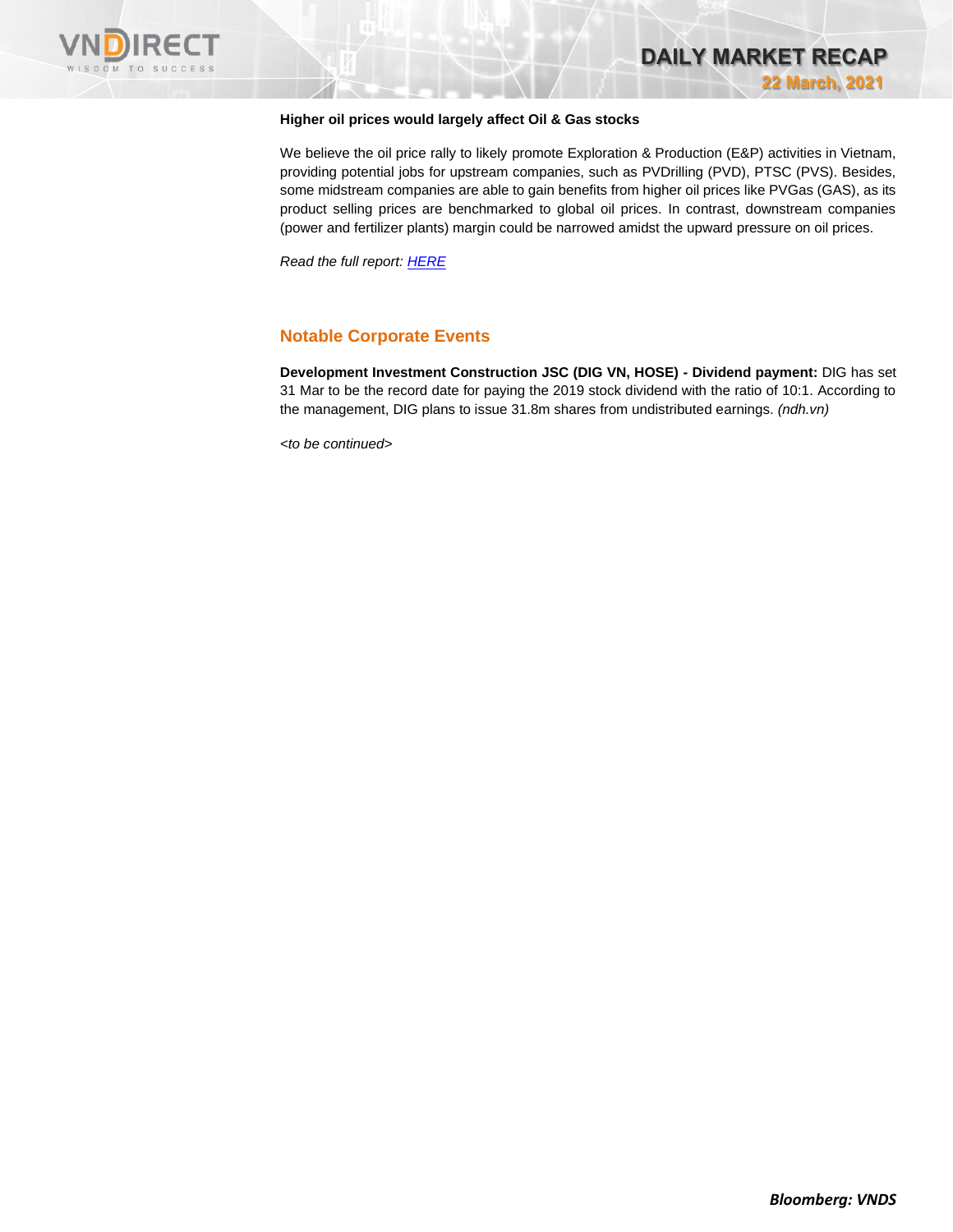**Higher oil prices would largely affect Oil & Gas stocks**

We believe the oil price rally to likely promote Exploration & Production (E&P) activities in Vietnam, providing potential jobs for upstream companies, such as PVDrilling (PVD), PTSC (PVS). Besides, some midstream companies are able to gain benefits from higher oil prices like PVGas (GAS), as its product selling prices are benchmarked to global oil prices. In contrast, downstream companies (power and fertilizer plants) margin could be narrowed amidst the upward pressure on oil prices.

*Read the full report: HERE*

## Notable Corporate Events

**Development Investment Construction JSC (DIG VN, HOSE) - Dividend payment:** DIG has set 31 Mar to be the record date for paying the 2019 stock dividend with the ratio of 10:1. According to the management, DIG plans to issue 31.8m shares from undistributed earnings. *(ndh.vn)*

*<to be continued>*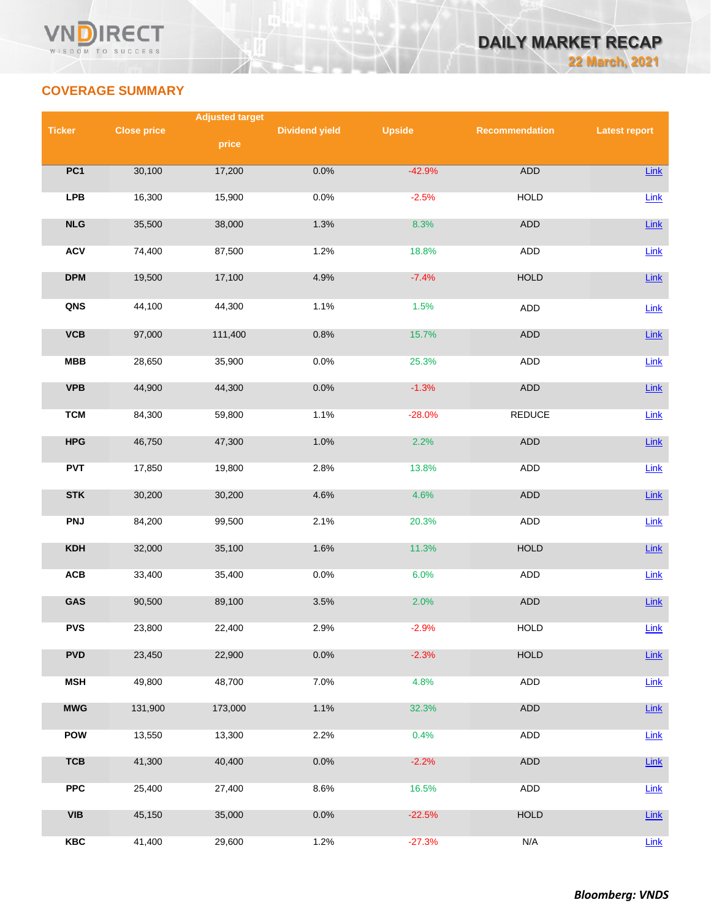## COVERAGE SUMMARY

| Ticker | Close price | Adjusted target price | Dividend yield | Upside | Recommendation | Latest report |
|---|---|---|---|---|---|---|
| PC1 | 30,100 | 17,200 | 0.0% | -42.9% | ADD | Link |
| LPB | 16,300 | 15,900 | 0.0% | -2.5% | HOLD | Link |
| NLG | 35,500 | 38,000 | 1.3% | 8.3% | ADD | Link |
| ACV | 74,400 | 87,500 | 1.2% | 18.8% | ADD | Link |
| DPM | 19,500 | 17,100 | 4.9% | -7.4% | HOLD | Link |
| QNS | 44,100 | 44,300 | 1.1% | 1.5% | ADD | Link |
| VCB | 97,000 | 111,400 | 0.8% | 15.7% | ADD | Link |
| MBB | 28,650 | 35,900 | 0.0% | 25.3% | ADD | Link |
| VPB | 44,900 | 44,300 | 0.0% | -1.3% | ADD | Link |
| TCM | 84,300 | 59,800 | 1.1% | -28.0% | REDUCE | Link |
| HPG | 46,750 | 47,300 | 1.0% | 2.2% | ADD | Link |
| PVT | 17,850 | 19,800 | 2.8% | 13.8% | ADD | Link |
| STK | 30,200 | 30,200 | 4.6% | 4.6% | ADD | Link |
| PNJ | 84,200 | 99,500 | 2.1% | 20.3% | ADD | Link |
| KDH | 32,000 | 35,100 | 1.6% | 11.3% | HOLD | Link |
| ACB | 33,400 | 35,400 | 0.0% | 6.0% | ADD | Link |
| GAS | 90,500 | 89,100 | 3.5% | 2.0% | ADD | Link |
| PVS | 23,800 | 22,400 | 2.9% | -2.9% | HOLD | Link |
| PVD | 23,450 | 22,900 | 0.0% | -2.3% | HOLD | Link |
| MSH | 49,800 | 48,700 | 7.0% | 4.8% | ADD | Link |
| MWG | 131,900 | 173,000 | 1.1% | 32.3% | ADD | Link |
| POW | 13,550 | 13,300 | 2.2% | 0.4% | ADD | Link |
| TCB | 41,300 | 40,400 | 0.0% | -2.2% | ADD | Link |
| PPC | 25,400 | 27,400 | 8.6% | 16.5% | ADD | Link |
| VIB | 45,150 | 35,000 | 0.0% | -22.5% | HOLD | Link |
| KBC | 41,400 | 29,600 | 1.2% | -27.3% | N/A | Link |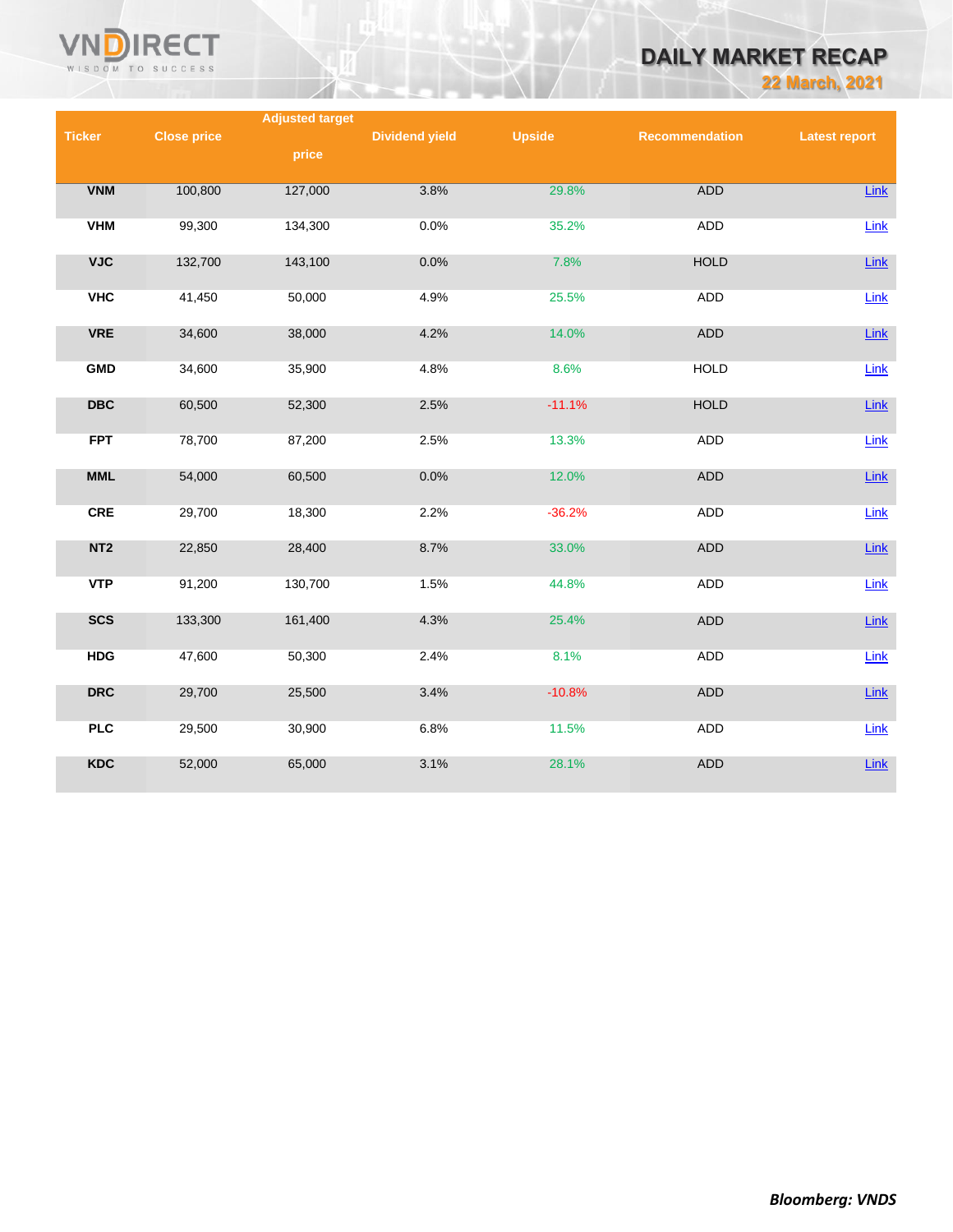| Ticker | Close price | Adjusted target price | Dividend yield | Upside | Recommendation | Latest report |
|---|---|---|---|---|---|---|
| VNM | 100,800 | 127,000 | 3.8% | 29.8% | ADD | Link |
| VHM | 99,300 | 134,300 | 0.0% | 35.2% | ADD | Link |
| VJC | 132,700 | 143,100 | 0.0% | 7.8% | HOLD | Link |
| VHC | 41,450 | 50,000 | 4.9% | 25.5% | ADD | Link |
| VRE | 34,600 | 38,000 | 4.2% | 14.0% | ADD | Link |
| GMD | 34,600 | 35,900 | 4.8% | 8.6% | HOLD | Link |
| DBC | 60,500 | 52,300 | 2.5% | -11.1% | HOLD | Link |
| FPT | 78,700 | 87,200 | 2.5% | 13.3% | ADD | Link |
| MML | 54,000 | 60,500 | 0.0% | 12.0% | ADD | Link |
| CRE | 29,700 | 18,300 | 2.2% | -36.2% | ADD | Link |
| NT2 | 22,850 | 28,400 | 8.7% | 33.0% | ADD | Link |
| VTP | 91,200 | 130,700 | 1.5% | 44.8% | ADD | Link |
| SCS | 133,300 | 161,400 | 4.3% | 25.4% | ADD | Link |
| HDG | 47,600 | 50,300 | 2.4% | 8.1% | ADD | Link |
| DRC | 29,700 | 25,500 | 3.4% | -10.8% | ADD | Link |
| PLC | 29,500 | 30,900 | 6.8% | 11.5% | ADD | Link |
| KDC | 52,000 | 65,000 | 3.1% | 28.1% | ADD | Link |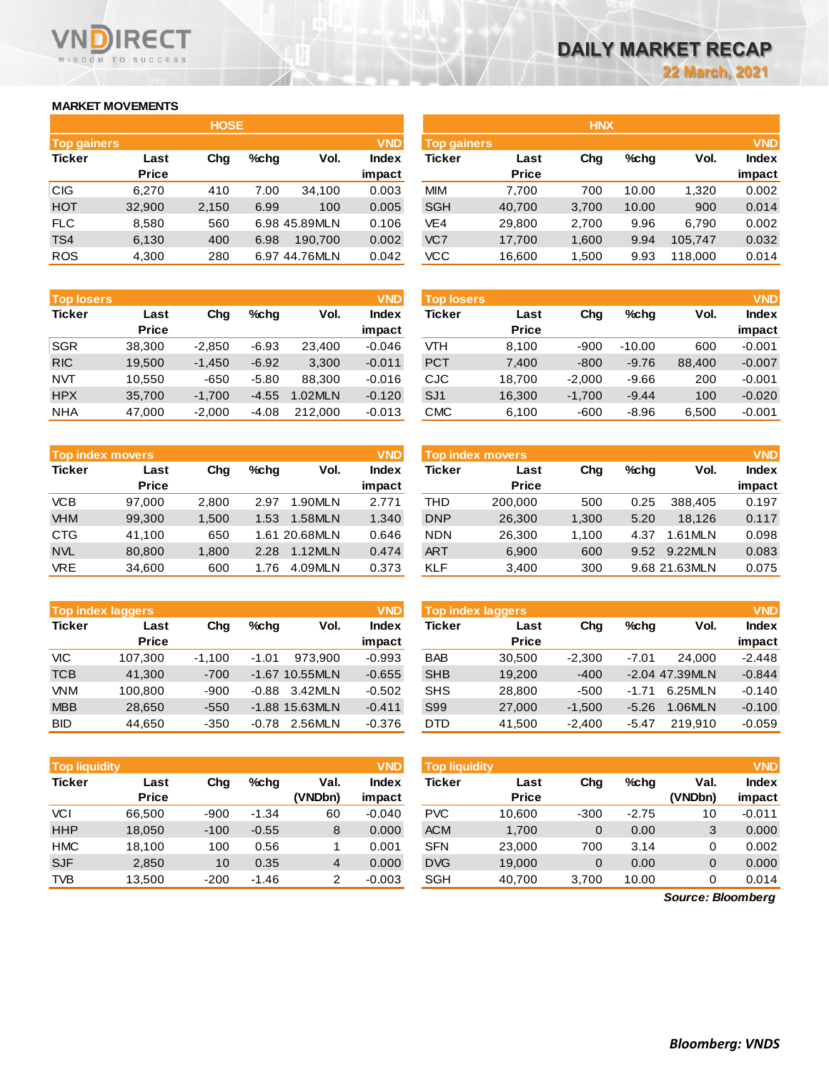# DAILY MARKET RECAP

**22 March, 2021**

## MARKET MOVEMENTS

### HOSE

**Top gainers** (VND)

| Ticker | Last Price | Chg | %chg | Vol. | Index impact |
|---|---|---|---|---|---|
| CIG | 6,270 | 410 | 7.00 | 34,100 | 0.003 |
| HOT | 32,900 | 2,150 | 6.99 | 100 | 0.005 |
| FLC | 8,580 | 560 | 6.98 | 45.89MLN | 0.106 |
| TS4 | 6,130 | 400 | 6.98 | 190,700 | 0.002 |
| ROS | 4,300 | 280 | 6.97 | 44.76MLN | 0.042 |

**Top losers** (VND)

| Ticker | Last Price | Chg | %chg | Vol. | Index impact |
|---|---|---|---|---|---|
| SGR | 38,300 | -2,850 | -6.93 | 23,400 | -0.046 |
| RIC | 19,500 | -1,450 | -6.92 | 3,300 | -0.011 |
| NVT | 10,550 | -650 | -5.80 | 88,300 | -0.016 |
| HPX | 35,700 | -1,700 | -4.55 | 1.02MLN | -0.120 |
| NHA | 47,000 | -2,000 | -4.08 | 212,000 | -0.013 |

**Top index movers** (VND)

| Ticker | Last Price | Chg | %chg | Vol. | Index impact |
|---|---|---|---|---|---|
| VCB | 97,000 | 2,800 | 2.97 | 1.90MLN | 2.771 |
| VHM | 99,300 | 1,500 | 1.53 | 1.58MLN | 1.340 |
| CTG | 41,100 | 650 | 1.61 | 20.68MLN | 0.646 |
| NVL | 80,800 | 1,800 | 2.28 | 1.12MLN | 0.474 |
| VRE | 34,600 | 600 | 1.76 | 4.09MLN | 0.373 |

**Top index laggers** (VND)

| Ticker | Last Price | Chg | %chg | Vol. | Index impact |
|---|---|---|---|---|---|
| VIC | 107,300 | -1,100 | -1.01 | 973,900 | -0.993 |
| TCB | 41,300 | -700 | -1.67 | 10.55MLN | -0.655 |
| VNM | 100,800 | -900 | -0.88 | 3.42MLN | -0.502 |
| MBB | 28,650 | -550 | -1.88 | 15.63MLN | -0.411 |
| BID | 44,650 | -350 | -0.78 | 2.56MLN | -0.376 |

**Top liquidity** (VND)

| Ticker | Last Price | Chg | %chg | Val. (VNDbn) | Index impact |
|---|---|---|---|---|---|
| VCI | 66,500 | -900 | -1.34 | 60 | -0.040 |
| HHP | 18,050 | -100 | -0.55 | 8 | 0.000 |
| HMC | 18,100 | 100 | 0.56 | 1 | 0.001 |
| SJF | 2,850 | 10 | 0.35 | 4 | 0.000 |
| TVB | 13,500 | -200 | -1.46 | 2 | -0.003 |

### HNX

**Top gainers** (VND)

| Ticker | Last Price | Chg | %chg | Vol. | Index impact |
|---|---|---|---|---|---|
| MIM | 7,700 | 700 | 10.00 | 1,320 | 0.002 |
| SGH | 40,700 | 3,700 | 10.00 | 900 | 0.014 |
| VE4 | 29,800 | 2,700 | 9.96 | 6,790 | 0.002 |
| VC7 | 17,700 | 1,600 | 9.94 | 105,747 | 0.032 |
| VCC | 16,600 | 1,500 | 9.93 | 118,000 | 0.014 |

**Top losers** (VND)

| Ticker | Last Price | Chg | %chg | Vol. | Index impact |
|---|---|---|---|---|---|
| VTH | 8,100 | -900 | -10.00 | 600 | -0.001 |
| PCT | 7,400 | -800 | -9.76 | 88,400 | -0.007 |
| CJC | 18,700 | -2,000 | -9.66 | 200 | -0.001 |
| SJ1 | 16,300 | -1,700 | -9.44 | 100 | -0.020 |
| CMC | 6,100 | -600 | -8.96 | 6,500 | -0.001 |

**Top index movers** (VND)

| Ticker | Last Price | Chg | %chg | Vol. | Index impact |
|---|---|---|---|---|---|
| THD | 200,000 | 500 | 0.25 | 388,405 | 0.197 |
| DNP | 26,300 | 1,300 | 5.20 | 18,126 | 0.117 |
| NDN | 26,300 | 1,100 | 4.37 | 1.61MLN | 0.098 |
| ART | 6,900 | 600 | 9.52 | 9.22MLN | 0.083 |
| KLF | 3,400 | 300 | 9.68 | 21.63MLN | 0.075 |

**Top index laggers** (VND)

| Ticker | Last Price | Chg | %chg | Vol. | Index impact |
|---|---|---|---|---|---|
| BAB | 30,500 | -2,300 | -7.01 | 24,000 | -2.448 |
| SHB | 19,200 | -400 | -2.04 | 47.39MLN | -0.844 |
| SHS | 28,800 | -500 | -1.71 | 6.25MLN | -0.140 |
| S99 | 27,000 | -1,500 | -5.26 | 1.06MLN | -0.100 |
| DTD | 41,500 | -2,400 | -5.47 | 219,910 | -0.059 |

**Top liquidity** (VND)

| Ticker | Last Price | Chg | %chg | Val. (VNDbn) | Index impact |
|---|---|---|---|---|---|
| PVC | 10,600 | -300 | -2.75 | 10 | -0.011 |
| ACM | 1,700 | 0 | 0.00 | 3 | 0.000 |
| SFN | 23,000 | 700 | 3.14 | 0 | 0.002 |
| DVG | 19,000 | 0 | 0.00 | 0 | 0.000 |
| SGH | 40,700 | 3,700 | 10.00 | 0 | 0.014 |

*Source: Bloomberg*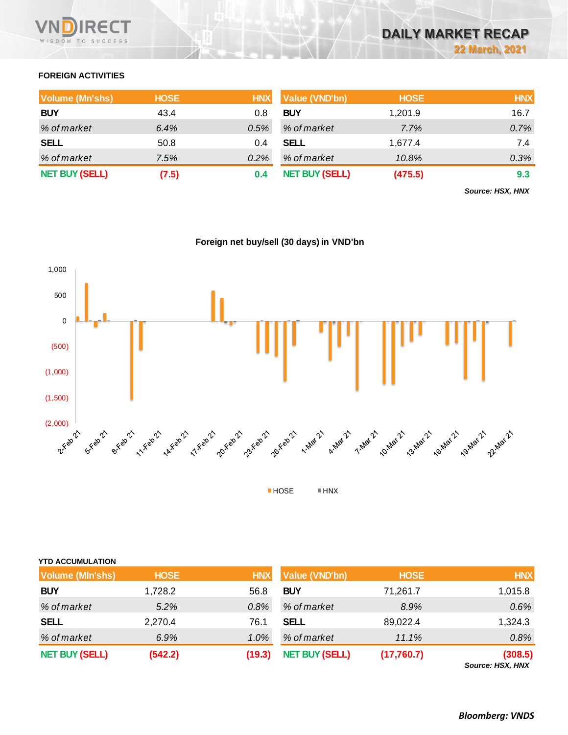# DAILY MARKET RECAP

**22 March, 2021**

## FOREIGN ACTIVITIES

| Volume (Mn'shs) | HOSE | HNX |
|---|---|---|
| **BUY** | 43.4 | 0.8 |
| *% of market* | *6.4%* | *0.5%* |
| **SELL** | 50.8 | 0.4 |
| *% of market* | *7.5%* | *0.2%* |
| **NET BUY (SELL)** | **(7.5)** | **0.4** |

| Value (VND'bn) | HOSE | HNX |
|---|---|---|
| **BUY** | 1,201.9 | 16.7 |
| *% of market* | *7.7%* | *0.7%* |
| **SELL** | 1,677.4 | 7.4 |
| *% of market* | *10.8%* | *0.3%* |
| **NET BUY (SELL)** | **(475.5)** | **9.3** |

***Source: HSX, HNX***

**Foreign net buy/sell (30 days) in VND'bn**

## YTD ACCUMULATION

| Volume (Mln'shs) | HOSE | HNX |
|---|---|---|
| **BUY** | 1,728.2 | 56.8 |
| *% of market* | *5.2%* | *0.8%* |
| **SELL** | 2,270.4 | 76.1 |
| *% of market* | *6.9%* | *1.0%* |
| **NET BUY (SELL)** | **(542.2)** | **(19.3)** |

| Value (VND'bn) | HOSE | HNX |
|---|---|---|
| **BUY** | 71,261.7 | 1,015.8 |
| *% of market* | *8.9%* | *0.6%* |
| **SELL** | 89,022.4 | 1,324.3 |
| *% of market* | *11.1%* | *0.8%* |
| **NET BUY (SELL)** | **(17,760.7)** | **(308.5)** |

***Source: HSX, HNX***

***Bloomberg: VNDS***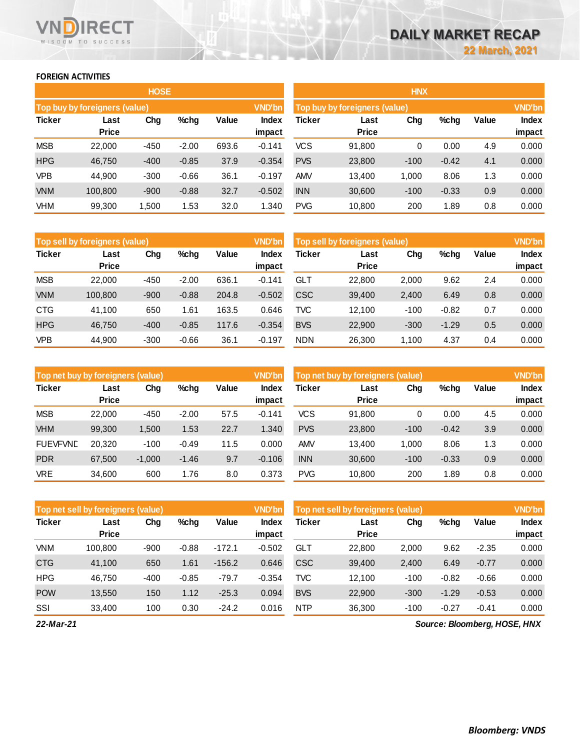# DAILY MARKET RECAP

22 March, 2021

## FOREIGN ACTIVITIES

### HOSE

**Top buy by foreigners (value)** — VND'bn

| Ticker | Last Price | Chg | %chg | Value | Index impact |
|---|---|---|---|---|---|
| MSB | 22,000 | -450 | -2.00 | 693.6 | -0.141 |
| HPG | 46,750 | -400 | -0.85 | 37.9 | -0.354 |
| VPB | 44,900 | -300 | -0.66 | 36.1 | -0.197 |
| VNM | 100,800 | -900 | -0.88 | 32.7 | -0.502 |
| VHM | 99,300 | 1,500 | 1.53 | 32.0 | 1.340 |

**Top sell by foreigners (value)** — VND'bn

| Ticker | Last Price | Chg | %chg | Value | Index impact |
|---|---|---|---|---|---|
| MSB | 22,000 | -450 | -2.00 | 636.1 | -0.141 |
| VNM | 100,800 | -900 | -0.88 | 204.8 | -0.502 |
| CTG | 41,100 | 650 | 1.61 | 163.5 | 0.646 |
| HPG | 46,750 | -400 | -0.85 | 117.6 | -0.354 |
| VPB | 44,900 | -300 | -0.66 | 36.1 | -0.197 |

**Top net buy by foreigners (value)** — VND'bn

| Ticker | Last Price | Chg | %chg | Value | Index impact |
|---|---|---|---|---|---|
| MSB | 22,000 | -450 | -2.00 | 57.5 | -0.141 |
| VHM | 99,300 | 1,500 | 1.53 | 22.7 | 1.340 |
| FUEVFVND | 20,320 | -100 | -0.49 | 11.5 | 0.000 |
| PDR | 67,500 | -1,000 | -1.46 | 9.7 | -0.106 |
| VRE | 34,600 | 600 | 1.76 | 8.0 | 0.373 |

**Top net sell by foreigners (value)** — VND'bn

| Ticker | Last Price | Chg | %chg | Value | Index impact |
|---|---|---|---|---|---|
| VNM | 100,800 | -900 | -0.88 | -172.1 | -0.502 |
| CTG | 41,100 | 650 | 1.61 | -156.2 | 0.646 |
| HPG | 46,750 | -400 | -0.85 | -79.7 | -0.354 |
| POW | 13,550 | 150 | 1.12 | -25.3 | 0.094 |
| SSI | 33,400 | 100 | 0.30 | -24.2 | 0.016 |

### HNX

**Top buy by foreigners (value)** — VND'bn

| Ticker | Last Price | Chg | %chg | Value | Index impact |
|---|---|---|---|---|---|
| VCS | 91,800 | 0 | 0.00 | 4.9 | 0.000 |
| PVS | 23,800 | -100 | -0.42 | 4.1 | 0.000 |
| AMV | 13,400 | 1,000 | 8.06 | 1.3 | 0.000 |
| INN | 30,600 | -100 | -0.33 | 0.9 | 0.000 |
| PVG | 10,800 | 200 | 1.89 | 0.8 | 0.000 |

**Top sell by foreigners (value)** — VND'bn

| Ticker | Last Price | Chg | %chg | Value | Index impact |
|---|---|---|---|---|---|
| GLT | 22,800 | 2,000 | 9.62 | 2.4 | 0.000 |
| CSC | 39,400 | 2,400 | 6.49 | 0.8 | 0.000 |
| TVC | 12,100 | -100 | -0.82 | 0.7 | 0.000 |
| BVS | 22,900 | -300 | -1.29 | 0.5 | 0.000 |
| NDN | 26,300 | 1,100 | 4.37 | 0.4 | 0.000 |

**Top net buy by foreigners (value)** — VND'bn

| Ticker | Last Price | Chg | %chg | Value | Index impact |
|---|---|---|---|---|---|
| VCS | 91,800 | 0 | 0.00 | 4.5 | 0.000 |
| PVS | 23,800 | -100 | -0.42 | 3.9 | 0.000 |
| AMV | 13,400 | 1,000 | 8.06 | 1.3 | 0.000 |
| INN | 30,600 | -100 | -0.33 | 0.9 | 0.000 |
| PVG | 10,800 | 200 | 1.89 | 0.8 | 0.000 |

**Top net sell by foreigners (value)** — VND'bn

| Ticker | Last Price | Chg | %chg | Value | Index impact |
|---|---|---|---|---|---|
| GLT | 22,800 | 2,000 | 9.62 | -2.35 | 0.000 |
| CSC | 39,400 | 2,400 | 6.49 | -0.77 | 0.000 |
| TVC | 12,100 | -100 | -0.82 | -0.66 | 0.000 |
| BVS | 22,900 | -300 | -1.29 | -0.53 | 0.000 |
| NTP | 36,300 | -100 | -0.27 | -0.41 | 0.000 |

*22-Mar-21*

*Source: Bloomberg, HOSE, HNX*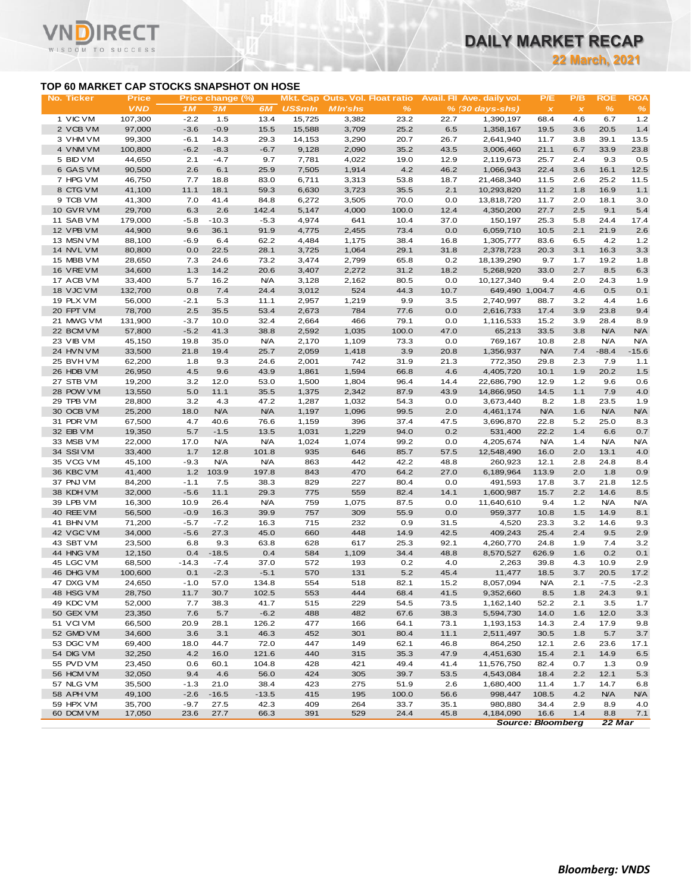## TOP 60 MARKET CAP STOCKS SNAPSHOT ON HOSE

| No. | Ticker | Price | Price change (%) | | | Mkt. Cap | Outs. Vol. | Float ratio | Avail. FII | Ave. daily vol. | P/E | P/B | ROE | ROA |
|---|---|---|---|---|---|---|---|---|---|---|---|---|---|---|
| | | VND | 1M | 3M | 6M | US$mln | Mln'shs | % | % | (30 days-shs) | x | x | % | % |
| 1 | VIC VM | 107,300 | -2.2 | 1.5 | 13.4 | 15,725 | 3,382 | 23.2 | 22.7 | 1,390,197 | 68.4 | 4.6 | 6.7 | 1.2 |
| 2 | VCB VM | 97,000 | -3.6 | -0.9 | 15.5 | 15,588 | 3,709 | 25.2 | 6.5 | 1,358,167 | 19.5 | 3.6 | 20.5 | 1.4 |
| 3 | VHM VM | 99,300 | -6.1 | 14.3 | 29.3 | 14,153 | 3,290 | 20.7 | 26.7 | 2,641,940 | 11.7 | 3.8 | 39.1 | 13.5 |
| 4 | VNM VM | 100,800 | -6.2 | -8.3 | -6.7 | 9,128 | 2,090 | 35.2 | 43.5 | 3,006,460 | 21.1 | 6.7 | 33.9 | 23.8 |
| 5 | BID VM | 44,650 | 2.1 | -4.7 | 9.7 | 7,781 | 4,022 | 19.0 | 12.9 | 2,119,673 | 25.7 | 2.4 | 9.3 | 0.5 |
| 6 | GAS VM | 90,500 | 2.6 | 6.1 | 25.9 | 7,505 | 1,914 | 4.2 | 46.2 | 1,066,943 | 22.4 | 3.6 | 16.1 | 12.5 |
| 7 | HPG VM | 46,750 | 7.7 | 18.8 | 83.0 | 6,711 | 3,313 | 53.8 | 18.7 | 21,468,340 | 11.5 | 2.6 | 25.2 | 11.5 |
| 8 | CTG VM | 41,100 | 11.1 | 18.1 | 59.3 | 6,630 | 3,723 | 35.5 | 2.1 | 10,293,820 | 11.2 | 1.8 | 16.9 | 1.1 |
| 9 | TCB VM | 41,300 | 7.0 | 41.4 | 84.8 | 6,272 | 3,505 | 70.0 | 0.0 | 13,818,720 | 11.7 | 2.0 | 18.1 | 3.0 |
| 10 | GVR VM | 29,700 | 6.3 | 2.6 | 142.4 | 5,147 | 4,000 | 100.0 | 12.4 | 4,350,200 | 27.7 | 2.5 | 9.1 | 5.4 |
| 11 | SAB VM | 179,000 | -5.8 | -10.3 | -5.3 | 4,974 | 641 | 10.4 | 37.0 | 150,197 | 25.3 | 5.8 | 24.4 | 17.4 |
| 12 | VPB VM | 44,900 | 9.6 | 36.1 | 91.9 | 4,775 | 2,455 | 73.4 | 0.0 | 6,059,710 | 10.5 | 2.1 | 21.9 | 2.6 |
| 13 | MSN VM | 88,100 | -6.9 | 6.4 | 62.2 | 4,484 | 1,175 | 38.4 | 16.8 | 1,305,777 | 83.6 | 6.5 | 4.2 | 1.2 |
| 14 | NVL VM | 80,800 | 0.0 | 22.5 | 28.1 | 3,725 | 1,064 | 29.1 | 31.8 | 2,378,723 | 20.3 | 3.1 | 16.3 | 3.3 |
| 15 | MBB VM | 28,650 | 7.3 | 24.6 | 73.2 | 3,474 | 2,799 | 65.8 | 0.2 | 18,139,290 | 9.7 | 1.7 | 19.2 | 1.8 |
| 16 | VRE VM | 34,600 | 1.3 | 14.2 | 20.6 | 3,407 | 2,272 | 31.2 | 18.2 | 5,268,920 | 33.0 | 2.7 | 8.5 | 6.3 |
| 17 | ACB VM | 33,400 | 5.7 | 16.2 | N/A | 3,128 | 2,162 | 80.5 | 0.0 | 10,127,340 | 9.4 | 2.0 | 24.3 | 1.9 |
| 18 | VJC VM | 132,700 | 0.8 | 7.4 | 24.4 | 3,012 | 524 | 44.3 | 10.7 | 649,490 | 1,004.7 | 4.6 | 0.5 | 0.1 |
| 19 | PLX VM | 56,000 | -2.1 | 5.3 | 11.1 | 2,957 | 1,219 | 9.9 | 3.5 | 2,740,997 | 88.7 | 3.2 | 4.4 | 1.6 |
| 20 | FPT VM | 78,700 | 2.5 | 35.5 | 53.4 | 2,673 | 784 | 77.6 | 0.0 | 2,616,733 | 17.4 | 3.9 | 23.8 | 9.4 |
| 21 | MWG VM | 131,900 | -3.7 | 10.0 | 32.4 | 2,664 | 466 | 79.1 | 0.0 | 1,116,533 | 15.2 | 3.9 | 28.4 | 8.9 |
| 22 | BCM VM | 57,800 | -5.2 | 41.3 | 38.8 | 2,592 | 1,035 | 100.0 | 47.0 | 65,213 | 33.5 | 3.8 | N/A | N/A |
| 23 | VIB VM | 45,150 | 19.8 | 35.0 | N/A | 2,170 | 1,109 | 73.3 | 0.0 | 769,167 | 10.8 | 2.8 | N/A | N/A |
| 24 | HVN VM | 33,500 | 21.8 | 19.4 | 25.7 | 2,059 | 1,418 | 3.9 | 20.8 | 1,356,937 | N/A | 7.4 | -88.4 | -15.6 |
| 25 | BVH VM | 62,200 | 1.8 | 9.3 | 24.6 | 2,001 | 742 | 31.9 | 21.3 | 772,350 | 29.8 | 2.3 | 7.9 | 1.1 |
| 26 | HDB VM | 26,950 | 4.5 | 9.6 | 43.9 | 1,861 | 1,594 | 66.8 | 4.6 | 4,405,720 | 10.1 | 1.9 | 20.2 | 1.5 |
| 27 | STB VM | 19,200 | 3.2 | 12.0 | 53.0 | 1,500 | 1,804 | 96.4 | 14.4 | 22,686,790 | 12.9 | 1.2 | 9.6 | 0.6 |
| 28 | POW VM | 13,550 | 5.0 | 11.1 | 35.5 | 1,375 | 2,342 | 87.9 | 43.9 | 14,866,950 | 14.5 | 1.1 | 7.9 | 4.0 |
| 29 | TPB VM | 28,800 | 3.2 | 4.3 | 47.2 | 1,287 | 1,032 | 54.3 | 0.0 | 3,673,440 | 8.2 | 1.8 | 23.5 | 1.9 |
| 30 | OCB VM | 25,200 | 18.0 | N/A | N/A | 1,197 | 1,096 | 99.5 | 2.0 | 4,461,174 | N/A | 1.6 | N/A | N/A |
| 31 | PDR VM | 67,500 | 4.7 | 40.6 | 76.6 | 1,159 | 396 | 37.4 | 47.5 | 3,696,870 | 22.8 | 5.2 | 25.0 | 8.3 |
| 32 | EIB VM | 19,350 | 5.7 | -1.5 | 13.5 | 1,031 | 1,229 | 94.0 | 0.2 | 531,400 | 22.2 | 1.4 | 6.6 | 0.7 |
| 33 | MSB VM | 22,000 | 17.0 | N/A | N/A | 1,024 | 1,074 | 99.2 | 0.0 | 4,205,674 | N/A | 1.4 | N/A | N/A |
| 34 | SSI VM | 33,400 | 1.7 | 12.8 | 101.8 | 935 | 646 | 85.7 | 57.5 | 12,548,490 | 16.0 | 2.0 | 13.1 | 4.0 |
| 35 | VCG VM | 45,100 | -9.3 | N/A | N/A | 863 | 442 | 42.2 | 48.8 | 260,923 | 12.1 | 2.8 | 24.8 | 8.4 |
| 36 | KBC VM | 41,400 | 1.2 | 103.9 | 197.8 | 843 | 470 | 64.2 | 27.0 | 6,189,964 | 113.9 | 2.0 | 1.8 | 0.9 |
| 37 | PNJ VM | 84,200 | -1.1 | 7.5 | 38.3 | 829 | 227 | 80.4 | 0.0 | 491,593 | 17.8 | 3.7 | 21.8 | 12.5 |
| 38 | KDH VM | 32,000 | -5.6 | 11.1 | 29.3 | 775 | 559 | 82.4 | 14.1 | 1,600,987 | 15.7 | 2.2 | 14.6 | 8.5 |
| 39 | LPB VM | 16,300 | 10.9 | 26.4 | N/A | 759 | 1,075 | 87.5 | 0.0 | 11,640,610 | 9.4 | 1.2 | N/A | N/A |
| 40 | REE VM | 56,500 | -0.9 | 16.3 | 39.9 | 757 | 309 | 55.9 | 0.0 | 959,377 | 10.8 | 1.5 | 14.9 | 8.1 |
| 41 | BHN VM | 71,200 | -5.7 | -7.2 | 16.3 | 715 | 232 | 0.9 | 31.5 | 4,520 | 23.3 | 3.2 | 14.6 | 9.3 |
| 42 | VGC VM | 34,000 | -5.6 | 27.3 | 45.0 | 660 | 448 | 14.9 | 42.5 | 409,243 | 25.4 | 2.4 | 9.5 | 2.9 |
| 43 | SBT VM | 23,500 | 6.8 | 9.3 | 63.8 | 628 | 617 | 25.3 | 92.1 | 4,260,770 | 24.8 | 1.9 | 7.4 | 3.2 |
| 44 | HNG VM | 12,150 | 0.4 | -18.5 | 0.4 | 584 | 1,109 | 34.4 | 48.8 | 8,570,527 | 626.9 | 1.6 | 0.2 | 0.1 |
| 45 | LGC VM | 68,500 | -14.3 | -7.4 | 37.0 | 572 | 193 | 0.2 | 4.0 | 2,263 | 39.8 | 4.3 | 10.9 | 2.9 |
| 46 | DHG VM | 100,600 | 0.1 | -2.3 | -5.1 | 570 | 131 | 5.2 | 45.4 | 11,477 | 18.5 | 3.7 | 20.5 | 17.2 |
| 47 | DXG VM | 24,650 | -1.0 | 57.0 | 134.8 | 554 | 518 | 82.1 | 15.2 | 8,057,094 | N/A | 2.1 | -7.5 | -2.3 |
| 48 | HSG VM | 28,750 | 11.7 | 30.7 | 102.5 | 553 | 444 | 68.4 | 41.5 | 9,352,660 | 8.5 | 1.8 | 24.3 | 9.1 |
| 49 | KDC VM | 52,000 | 7.7 | 38.3 | 41.7 | 515 | 229 | 54.5 | 73.5 | 1,162,140 | 52.2 | 2.1 | 3.5 | 1.7 |
| 50 | GEX VM | 23,350 | 7.6 | 5.7 | -6.2 | 488 | 482 | 67.6 | 38.3 | 5,594,730 | 14.0 | 1.6 | 12.0 | 3.3 |
| 51 | VCI VM | 66,500 | 20.9 | 28.1 | 126.2 | 477 | 166 | 64.1 | 73.1 | 1,193,153 | 14.3 | 2.4 | 17.9 | 9.8 |
| 52 | GMD VM | 34,600 | 3.6 | 3.1 | 46.3 | 452 | 301 | 80.4 | 11.1 | 2,511,497 | 30.5 | 1.8 | 5.7 | 3.7 |
| 53 | DGC VM | 69,400 | 18.0 | 44.7 | 72.0 | 447 | 149 | 62.1 | 46.8 | 864,250 | 12.1 | 2.6 | 23.6 | 17.1 |
| 54 | DIG VM | 32,250 | 4.2 | 16.0 | 121.6 | 440 | 315 | 35.3 | 47.9 | 4,451,630 | 15.4 | 2.1 | 14.9 | 6.5 |
| 55 | PVD VM | 23,450 | 0.6 | 60.1 | 104.8 | 428 | 421 | 49.4 | 41.4 | 11,576,750 | 82.4 | 0.7 | 1.3 | 0.9 |
| 56 | HCM VM | 32,050 | 9.4 | 4.6 | 56.0 | 424 | 305 | 39.7 | 53.5 | 4,543,084 | 18.4 | 2.2 | 12.1 | 5.3 |
| 57 | NLG VM | 35,500 | -1.3 | 21.0 | 38.4 | 423 | 275 | 51.9 | 2.6 | 1,680,400 | 11.4 | 1.7 | 14.7 | 6.8 |
| 58 | APH VM | 49,100 | -2.6 | -16.5 | -13.5 | 415 | 195 | 100.0 | 56.6 | 998,447 | 108.5 | 4.2 | N/A | N/A |
| 59 | HPX VM | 35,700 | -9.7 | 27.5 | 42.3 | 409 | 264 | 33.7 | 35.1 | 980,880 | 34.4 | 2.9 | 8.9 | 4.0 |
| 60 | DCM VM | 17,050 | 23.6 | 27.7 | 66.3 | 391 | 529 | 24.4 | 45.8 | 4,184,090 | 16.6 | 1.4 | 8.8 | 7.1 |

*Source: Bloomberg 22 Mar*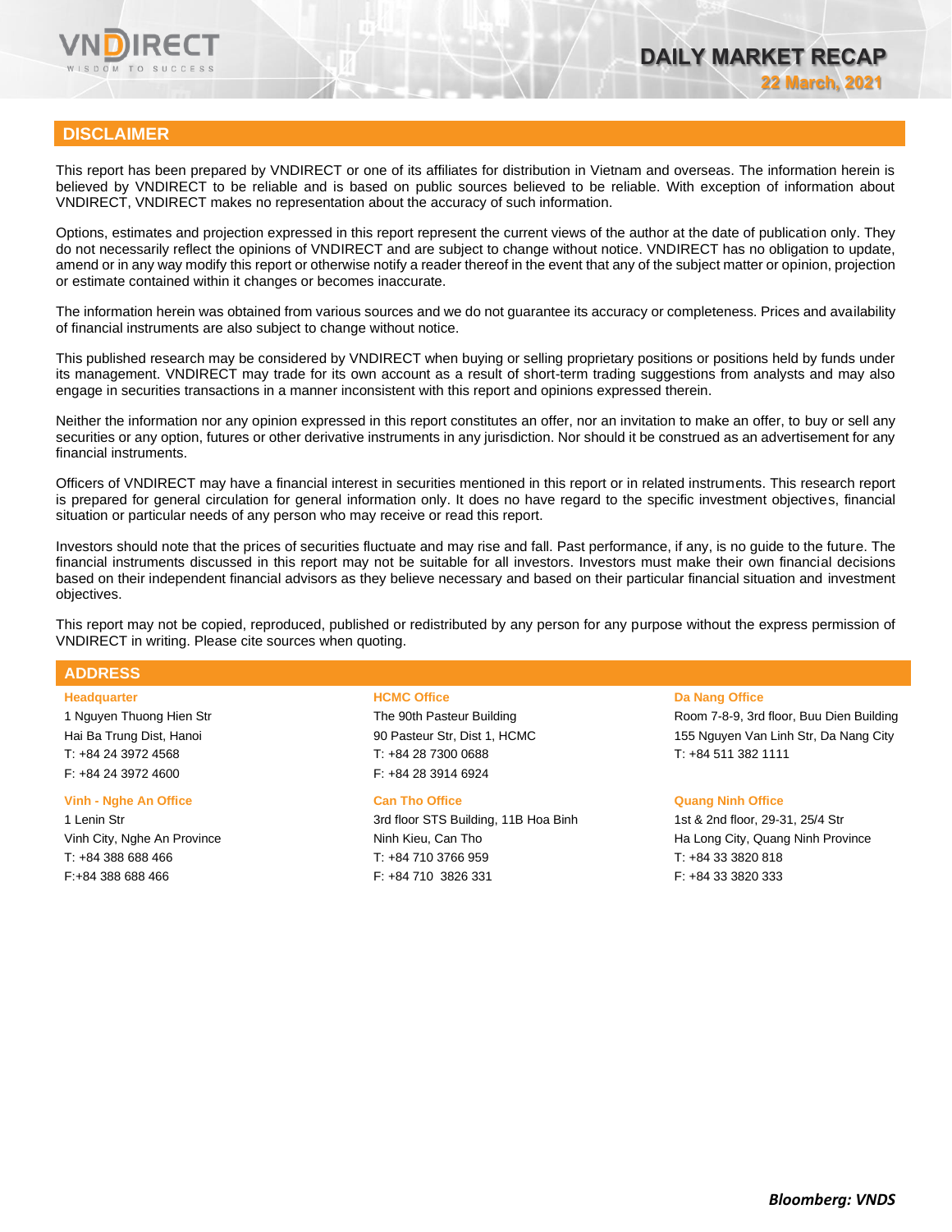# DISCLAIMER

This report has been prepared by VNDIRECT or one of its affiliates for distribution in Vietnam and overseas. The information herein is believed by VNDIRECT to be reliable and is based on public sources believed to be reliable. With exception of information about VNDIRECT, VNDIRECT makes no representation about the accuracy of such information.

Options, estimates and projection expressed in this report represent the current views of the author at the date of publication only. They do not necessarily reflect the opinions of VNDIRECT and are subject to change without notice. VNDIRECT has no obligation to update, amend or in any way modify this report or otherwise notify a reader thereof in the event that any of the subject matter or opinion, projection or estimate contained within it changes or becomes inaccurate.

The information herein was obtained from various sources and we do not guarantee its accuracy or completeness. Prices and availability of financial instruments are also subject to change without notice.

This published research may be considered by VNDIRECT when buying or selling proprietary positions or positions held by funds under its management. VNDIRECT may trade for its own account as a result of short-term trading suggestions from analysts and may also engage in securities transactions in a manner inconsistent with this report and opinions expressed therein.

Neither the information nor any opinion expressed in this report constitutes an offer, nor an invitation to make an offer, to buy or sell any securities or any option, futures or other derivative instruments in any jurisdiction. Nor should it be construed as an advertisement for any financial instruments.

Officers of VNDIRECT may have a financial interest in securities mentioned in this report or in related instruments. This research report is prepared for general circulation for general information only. It does no have regard to the specific investment objectives, financial situation or particular needs of any person who may receive or read this report.

Investors should note that the prices of securities fluctuate and may rise and fall. Past performance, if any, is no guide to the future. The financial instruments discussed in this report may not be suitable for all investors. Investors must make their own financial decisions based on their independent financial advisors as they believe necessary and based on their particular financial situation and investment objectives.

This report may not be copied, reproduced, published or redistributed by any person for any purpose without the express permission of VNDIRECT in writing. Please cite sources when quoting.

# ADDRESS

**Headquarter**
1 Nguyen Thuong Hien Str
Hai Ba Trung Dist, Hanoi
T: +84 24 3972 4568
F: +84 24 3972 4600

**HCMC Office**
The 90th Pasteur Building
90 Pasteur Str, Dist 1, HCMC
T: +84 28 7300 0688
F: +84 28 3914 6924

**Da Nang Office**
Room 7-8-9, 3rd floor, Buu Dien Building
155 Nguyen Van Linh Str, Da Nang City
T: +84 511 382 1111

**Vinh - Nghe An Office**
1 Lenin Str
Vinh City, Nghe An Province
T: +84 388 688 466
F:+84 388 688 466

**Can Tho Office**
3rd floor STS Building, 11B Hoa Binh
Ninh Kieu, Can Tho
T: +84 710 3766 959
F: +84 710 3826 331

**Quang Ninh Office**
1st & 2nd floor, 29-31, 25/4 Str
Ha Long City, Quang Ninh Province
T: +84 33 3820 818
F: +84 33 3820 333

***Bloomberg: VNDS***